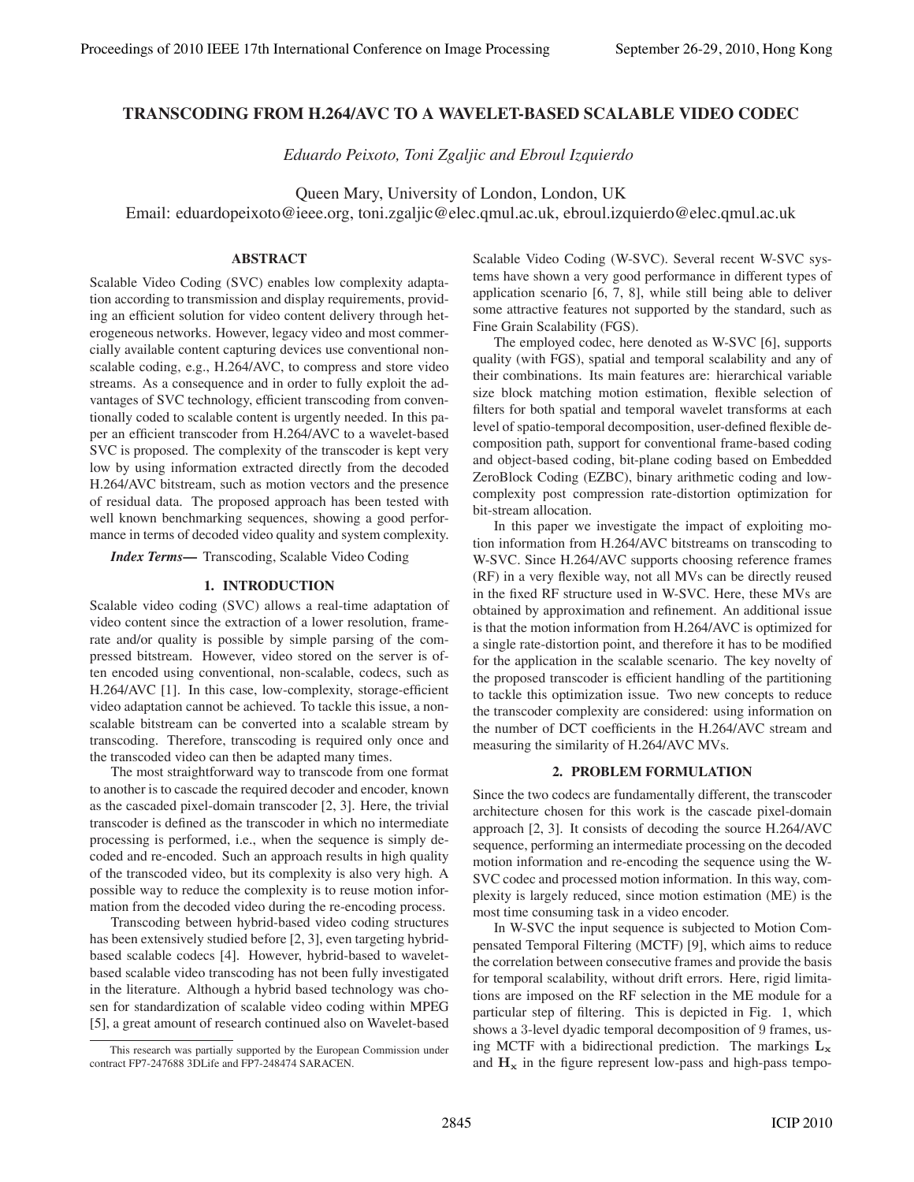# TRANSCODING FROM H.264/AVC TO A WAVELET-BASED SCALABLE VIDEO CODEC

*Eduardo Peixoto, Toni Zgaljic and Ebroul Izquierdo*

Queen Mary, University of London, London, UK
Email: eduardopeixoto@ieee.org, toni.zgaljic@elec.qmul.ac.uk, ebroul.izquierdo@elec.qmul.ac.uk

## ABSTRACT

Scalable Video Coding (SVC) enables low complexity adaptation according to transmission and display requirements, providing an efficient solution for video content delivery through heterogeneous networks. However, legacy video and most commercially available content capturing devices use conventional non-scalable coding, e.g., H.264/AVC, to compress and store video streams. As a consequence and in order to fully exploit the advantages of SVC technology, efficient transcoding from conventionally coded to scalable content is urgently needed. In this paper an efficient transcoder from H.264/AVC to a wavelet-based SVC is proposed. The complexity of the transcoder is kept very low by using information extracted directly from the decoded H.264/AVC bitstream, such as motion vectors and the presence of residual data. The proposed approach has been tested with well known benchmarking sequences, showing a good performance in terms of decoded video quality and system complexity.

***Index Terms*—** Transcoding, Scalable Video Coding

## 1. INTRODUCTION

Scalable video coding (SVC) allows a real-time adaptation of video content since the extraction of a lower resolution, framerate and/or quality is possible by simple parsing of the compressed bitstream. However, video stored on the server is often encoded using conventional, non-scalable, codecs, such as H.264/AVC [1]. In this case, low-complexity, storage-efficient video adaptation cannot be achieved. To tackle this issue, a non-scalable bitstream can be converted into a scalable stream by transcoding. Therefore, transcoding is required only once and the transcoded video can then be adapted many times.

The most straightforward way to transcode from one format to another is to cascade the required decoder and encoder, known as the cascaded pixel-domain transcoder [2, 3]. Here, the trivial transcoder is defined as the transcoder in which no intermediate processing is performed, i.e., when the sequence is simply decoded and re-encoded. Such an approach results in high quality of the transcoded video, but its complexity is also very high. A possible way to reduce the complexity is to reuse motion information from the decoded video during the re-encoding process.

Transcoding between hybrid-based video coding structures has been extensively studied before [2, 3], even targeting hybrid-based scalable codecs [4]. However, hybrid-based to wavelet-based scalable video transcoding has not been fully investigated in the literature. Although a hybrid based technology was chosen for standardization of scalable video coding within MPEG [5], a great amount of research continued also on Wavelet-based Scalable Video Coding (W-SVC). Several recent W-SVC systems have shown a very good performance in different types of application scenario [6, 7, 8], while still being able to deliver some attractive features not supported by the standard, such as Fine Grain Scalability (FGS).

The employed codec, here denoted as W-SVC [6], supports quality (with FGS), spatial and temporal scalability and any of their combinations. Its main features are: hierarchical variable size block matching motion estimation, flexible selection of filters for both spatial and temporal wavelet transforms at each level of spatio-temporal decomposition, user-defined flexible decomposition path, support for conventional frame-based coding and object-based coding, bit-plane coding based on Embedded ZeroBlock Coding (EZBC), binary arithmetic coding and low-complexity post compression rate-distortion optimization for bit-stream allocation.

In this paper we investigate the impact of exploiting motion information from H.264/AVC bitstreams on transcoding to W-SVC. Since H.264/AVC supports choosing reference frames (RF) in a very flexible way, not all MVs can be directly reused in the fixed RF structure used in W-SVC. Here, these MVs are obtained by approximation and refinement. An additional issue is that the motion information from H.264/AVC is optimized for a single rate-distortion point, and therefore it has to be modified for the application in the scalable scenario. The key novelty of the proposed transcoder is efficient handling of the partitioning to tackle this optimization issue. Two new concepts to reduce the transcoder complexity are considered: using information on the number of DCT coefficients in the H.264/AVC stream and measuring the similarity of H.264/AVC MVs.

## 2. PROBLEM FORMULATION

Since the two codecs are fundamentally different, the transcoder architecture chosen for this work is the cascade pixel-domain approach [2, 3]. It consists of decoding the source H.264/AVC sequence, performing an intermediate processing on the decoded motion information and re-encoding the sequence using the W-SVC codec and processed motion information. In this way, complexity is largely reduced, since motion estimation (ME) is the most time consuming task in a video encoder.

In W-SVC the input sequence is subjected to Motion Compensated Temporal Filtering (MCTF) [9], which aims to reduce the correlation between consecutive frames and provide the basis for temporal scalability, without drift errors. Here, rigid limitations are imposed on the RF selection in the ME module for a particular step of filtering. This is depicted in Fig. 1, which shows a 3-level dyadic temporal decomposition of 9 frames, using MCTF with a bidirectional prediction. The markings $\mathbf{L_x}$ and $\mathbf{H_x}$ in the figure represent low-pass and high-pass tempo-

This research was partially supported by the European Commission under contract FP7-247688 3DLife and FP7-248474 SARACEN.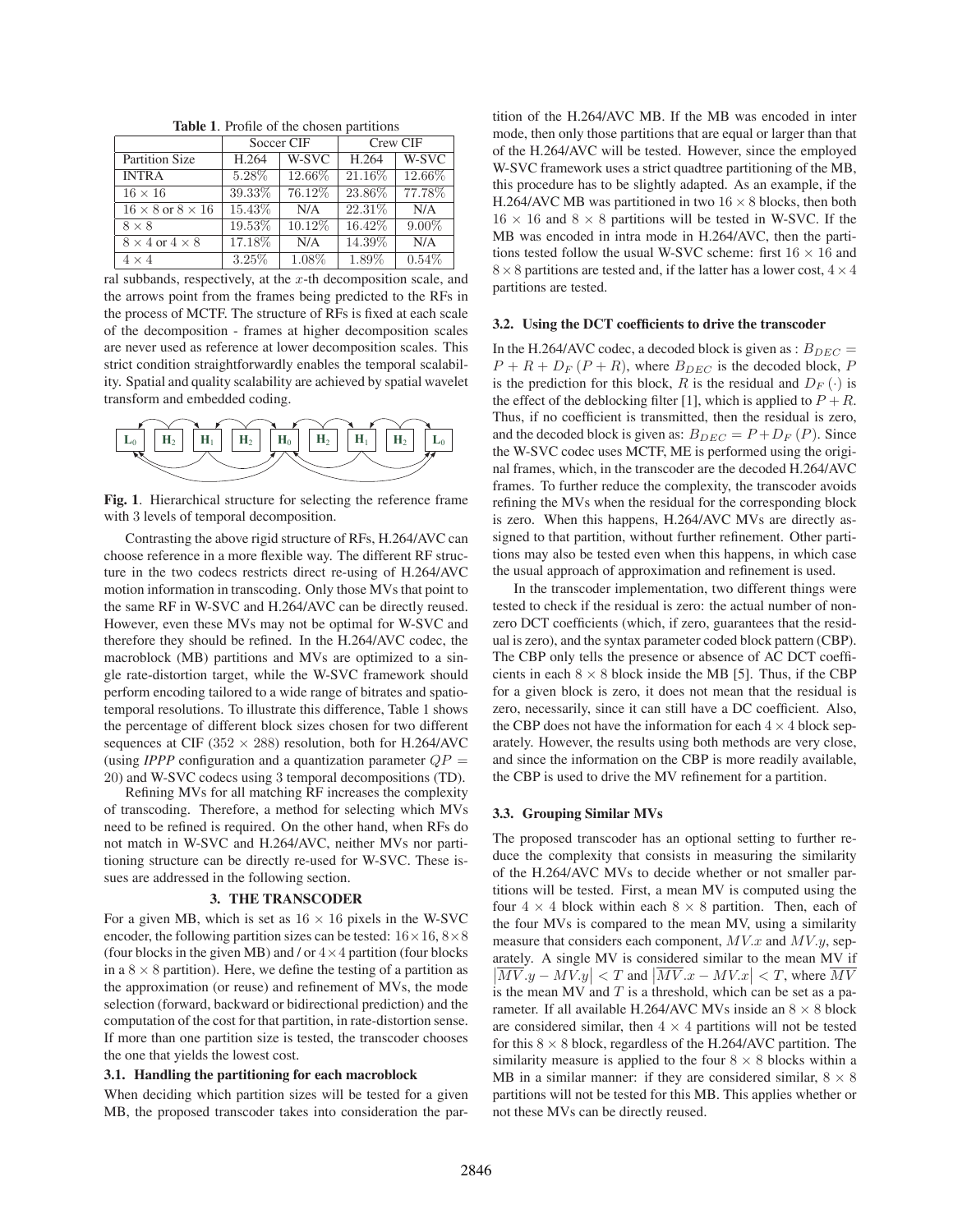**Table 1**. Profile of the chosen partitions

| | Soccer CIF | | Crew CIF | |
|---|---|---|---|---|
| Partition Size | H.264 | W-SVC | H.264 | W-SVC |
| INTRA | 5.28% | 12.66% | 21.16% | 12.66% |
| $16 \times 16$ | 39.33% | 76.12% | 23.86% | 77.78% |
| $16 \times 8$ or $8 \times 16$ | 15.43% | N/A | 22.31% | N/A |
| $8 \times 8$ | 19.53% | 10.12% | 16.42% | 9.00% |
| $8 \times 4$ or $4 \times 8$ | 17.18% | N/A | 14.39% | N/A |
| $4 \times 4$ | 3.25% | 1.08% | 1.89% | 0.54% |

ral subbands, respectively, at the $x$-th decomposition scale, and the arrows point from the frames being predicted to the RFs in the process of MCTF. The structure of RFs is fixed at each scale of the decomposition - frames at higher decomposition scales are never used as reference at lower decomposition scales. This strict condition straightforwardly enables the temporal scalability. Spatial and quality scalability are achieved by spatial wavelet transform and embedded coding.

**Fig. 1**. Hierarchical structure for selecting the reference frame with 3 levels of temporal decomposition.

Contrasting the above rigid structure of RFs, H.264/AVC can choose reference in a more flexible way. The different RF structure in the two codecs restricts direct re-using of H.264/AVC motion information in transcoding. Only those MVs that point to the same RF in W-SVC and H.264/AVC can be directly reused. However, even these MVs may not be optimal for W-SVC and therefore they should be refined. In the H.264/AVC codec, the macroblock (MB) partitions and MVs are optimized to a single rate-distortion target, while the W-SVC framework should perform encoding tailored to a wide range of bitrates and spatio-temporal resolutions. To illustrate this difference, Table 1 shows the percentage of different block sizes chosen for two different sequences at CIF ($352 \times 288$) resolution, both for H.264/AVC (using *IPPP* configuration and a quantization parameter $QP = 20$) and W-SVC codecs using 3 temporal decompositions (TD).

Refining MVs for all matching RF increases the complexity of transcoding. Therefore, a method for selecting which MVs need to be refined is required. On the other hand, when RFs do not match in W-SVC and H.264/AVC, neither MVs nor partitioning structure can be directly re-used for W-SVC. These issues are addressed in the following section.

## 3. THE TRANSCODER

For a given MB, which is set as $16 \times 16$ pixels in the W-SVC encoder, the following partition sizes can be tested: $16 \times 16$, $8 \times 8$ (four blocks in the given MB) and / or $4 \times 4$ partition (four blocks in a $8 \times 8$ partition). Here, we define the testing of a partition as the approximation (or reuse) and refinement of MVs, the mode selection (forward, backward or bidirectional prediction) and the computation of the cost for that partition, in rate-distortion sense. If more than one partition size is tested, the transcoder chooses the one that yields the lowest cost.

### 3.1. Handling the partitioning for each macroblock

When deciding which partition sizes will be tested for a given MB, the proposed transcoder takes into consideration the partition of the H.264/AVC MB. If the MB was encoded in inter mode, then only those partitions that are equal or larger than that of the H.264/AVC will be tested. However, since the employed W-SVC framework uses a strict quadtree partitioning of the MB, this procedure has to be slightly adapted. As an example, if the H.264/AVC MB was partitioned in two $16 \times 8$ blocks, then both $16 \times 16$ and $8 \times 8$ partitions will be tested in W-SVC. If the MB was encoded in intra mode in H.264/AVC, then the partitions tested follow the usual W-SVC scheme: first $16 \times 16$ and $8 \times 8$ partitions are tested and, if the latter has a lower cost, $4 \times 4$ partitions are tested.

### 3.2. Using the DCT coefficients to drive the transcoder

In the H.264/AVC codec, a decoded block is given as : $B_{DEC} = P + R + D_F(P + R)$, where $B_{DEC}$ is the decoded block, $P$ is the prediction for this block, $R$ is the residual and $D_F(\cdot)$ is the effect of the deblocking filter [1], which is applied to $P + R$. Thus, if no coefficient is transmitted, then the residual is zero, and the decoded block is given as: $B_{DEC} = P + D_F(P)$. Since the W-SVC codec uses MCTF, ME is performed using the original frames, which, in the transcoder are the decoded H.264/AVC frames. To further reduce the complexity, the transcoder avoids refining the MVs when the residual for the corresponding block is zero. When this happens, H.264/AVC MVs are directly assigned to that partition, without further refinement. Other partitions may also be tested even when this happens, in which case the usual approach of approximation and refinement is used.

In the transcoder implementation, two different things were tested to check if the residual is zero: the actual number of non-zero DCT coefficients (which, if zero, guarantees that the residual is zero), and the syntax parameter coded block pattern (CBP). The CBP only tells the presence or absence of AC DCT coefficients in each $8 \times 8$ block inside the MB [5]. Thus, if the CBP for a given block is zero, it does not mean that the residual is zero, necessarily, since it can still have a DC coefficient. Also, the CBP does not have the information for each $4 \times 4$ block separately. However, the results using both methods are very close, and since the information on the CBP is more readily available, the CBP is used to drive the MV refinement for a partition.

### 3.3. Grouping Similar MVs

The proposed transcoder has an optional setting to further reduce the complexity that consists in measuring the similarity of the H.264/AVC MVs to decide whether or not smaller partitions will be tested. First, a mean MV is computed using the four $4 \times 4$ block within each $8 \times 8$ partition. Then, each of the four MVs is compared to the mean MV, using a similarity measure that considers each component, $MV.x$ and $MV.y$, separately. A single MV is considered similar to the mean MV if $|\overline{MV}.y - MV.y| < T$ and $|\overline{MV}.x - MV.x| < T$, where $\overline{MV}$ is the mean MV and $T$ is a threshold, which can be set as a parameter. If all available H.264/AVC MVs inside an $8 \times 8$ block are considered similar, then $4 \times 4$ partitions will not be tested for this $8 \times 8$ block, regardless of the H.264/AVC partition. The similarity measure is applied to the four $8 \times 8$ blocks within a MB in a similar manner: if they are considered similar, $8 \times 8$ partitions will not be tested for this MB. This applies whether or not these MVs can be directly reused.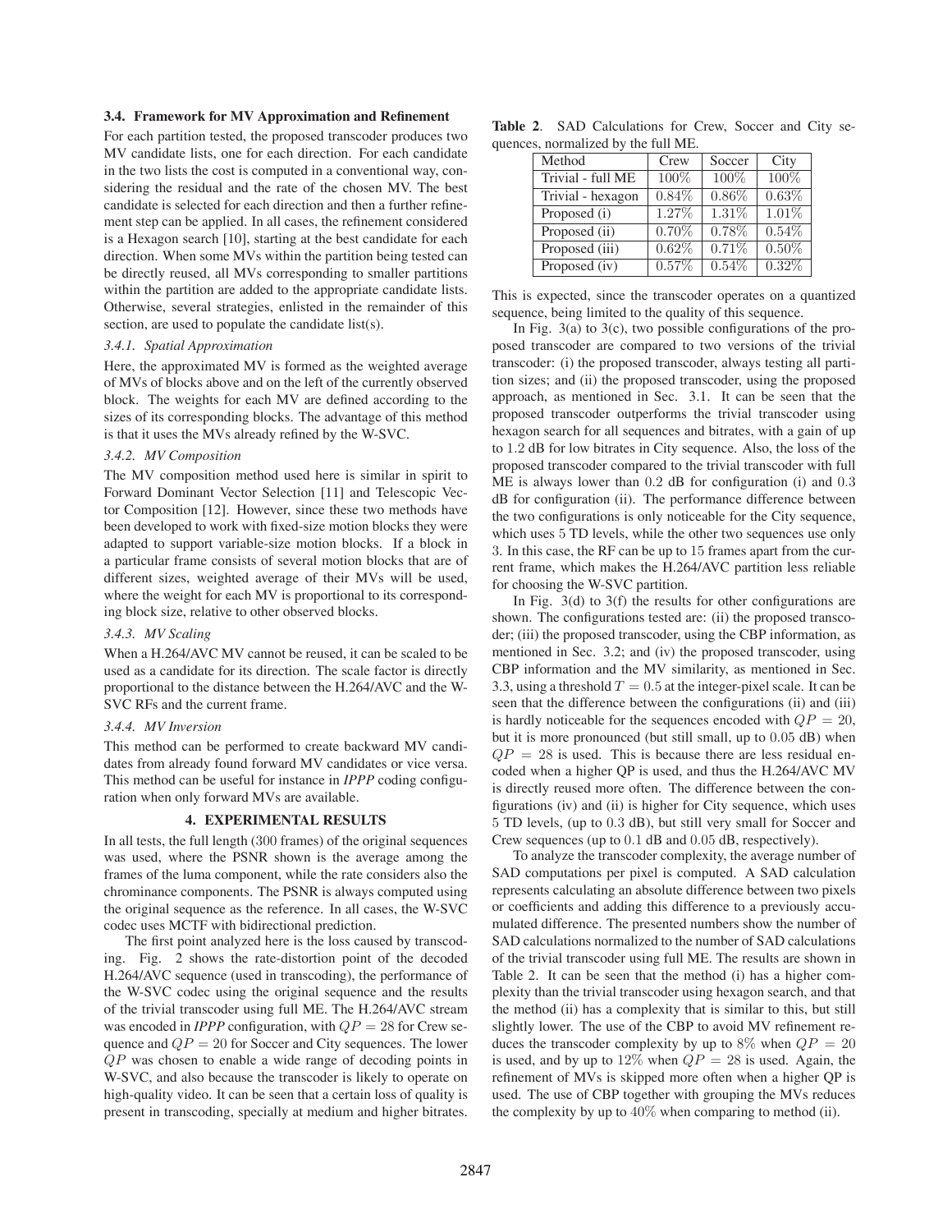### 3.4. Framework for MV Approximation and Refinement

For each partition tested, the proposed transcoder produces two MV candidate lists, one for each direction. For each candidate in the two lists the cost is computed in a conventional way, considering the residual and the rate of the chosen MV. The best candidate is selected for each direction and then a further refinement step can be applied. In all cases, the refinement considered is a Hexagon search [10], starting at the best candidate for each direction. When some MVs within the partition being tested can be directly reused, all MVs corresponding to smaller partitions within the partition are added to the appropriate candidate lists. Otherwise, several strategies, enlisted in the remainder of this section, are used to populate the candidate list(s).

#### 3.4.1. Spatial Approximation

Here, the approximated MV is formed as the weighted average of MVs of blocks above and on the left of the currently observed block. The weights for each MV are defined according to the sizes of its corresponding blocks. The advantage of this method is that it uses the MVs already refined by the W-SVC.

#### 3.4.2. MV Composition

The MV composition method used here is similar in spirit to Forward Dominant Vector Selection [11] and Telescopic Vector Composition [12]. However, since these two methods have been developed to work with fixed-size motion blocks they were adapted to support variable-size motion blocks. If a block in a particular frame consists of several motion blocks that are of different sizes, weighted average of their MVs will be used, where the weight for each MV is proportional to its corresponding block size, relative to other observed blocks.

#### 3.4.3. MV Scaling

When a H.264/AVC MV cannot be reused, it can be scaled to be used as a candidate for its direction. The scale factor is directly proportional to the distance between the H.264/AVC and the W-SVC RFs and the current frame.

#### 3.4.4. MV Inversion

This method can be performed to create backward MV candidates from already found forward MV candidates or vice versa. This method can be useful for instance in *IPPP* coding configuration when only forward MVs are available.

## 4. EXPERIMENTAL RESULTS

In all tests, the full length (300 frames) of the original sequences was used, where the PSNR shown is the average among the frames of the luma component, while the rate considers also the chrominance components. The PSNR is always computed using the original sequence as the reference. In all cases, the W-SVC codec uses MCTF with bidirectional prediction.

The first point analyzed here is the loss caused by transcoding. Fig. 2 shows the rate-distortion point of the decoded H.264/AVC sequence (used in transcoding), the performance of the W-SVC codec using the original sequence and the results of the trivial transcoder using full ME. The H.264/AVC stream was encoded in *IPPP* configuration, with $QP = 28$ for Crew sequence and $QP = 20$ for Soccer and City sequences. The lower $QP$ was chosen to enable a wide range of decoding points in W-SVC, and also because the transcoder is likely to operate on high-quality video. It can be seen that a certain loss of quality is present in transcoding, specially at medium and higher bitrates.

**Table 2**. SAD Calculations for Crew, Soccer and City sequences, normalized by the full ME.

| Method | Crew | Soccer | City |
|---|---|---|---|
| Trivial - full ME | 100% | 100% | 100% |
| Trivial - hexagon | 0.84% | 0.86% | 0.63% |
| Proposed (i) | 1.27% | 1.31% | 1.01% |
| Proposed (ii) | 0.70% | 0.78% | 0.54% |
| Proposed (iii) | 0.62% | 0.71% | 0.50% |
| Proposed (iv) | 0.57% | 0.54% | 0.32% |

This is expected, since the transcoder operates on a quantized sequence, being limited to the quality of this sequence.

In Fig. 3(a) to 3(c), two possible configurations of the proposed transcoder are compared to two versions of the trivial transcoder: (i) the proposed transcoder, always testing all partition sizes; and (ii) the proposed transcoder, using the proposed approach, as mentioned in Sec. 3.1. It can be seen that the proposed transcoder outperforms the trivial transcoder using hexagon search for all sequences and bitrates, with a gain of up to 1.2 dB for low bitrates in City sequence. Also, the loss of the proposed transcoder compared to the trivial transcoder with full ME is always lower than 0.2 dB for configuration (i) and 0.3 dB for configuration (ii). The performance difference between the two configurations is only noticeable for the City sequence, which uses 5 TD levels, while the other two sequences use only 3. In this case, the RF can be up to 15 frames apart from the current frame, which makes the H.264/AVC partition less reliable for choosing the W-SVC partition.

In Fig. 3(d) to 3(f) the results for other configurations are shown. The configurations tested are: (ii) the proposed transcoder; (iii) the proposed transcoder, using the CBP information, as mentioned in Sec. 3.2; and (iv) the proposed transcoder, using CBP information and the MV similarity, as mentioned in Sec. 3.3, using a threshold $T = 0.5$ at the integer-pixel scale. It can be seen that the difference between the configurations (ii) and (iii) is hardly noticeable for the sequences encoded with $QP = 20$, but it is more pronounced (but still small, up to 0.05 dB) when $QP = 28$ is used. This is because there are less residual encoded when a higher QP is used, and thus the H.264/AVC MV is directly reused more often. The difference between the configurations (iv) and (ii) is higher for City sequence, which uses 5 TD levels, (up to 0.3 dB), but still very small for Soccer and Crew sequences (up to 0.1 dB and 0.05 dB, respectively).

To analyze the transcoder complexity, the average number of SAD computations per pixel is computed. A SAD calculation represents calculating an absolute difference between two pixels or coefficients and adding this difference to a previously accumulated difference. The presented numbers show the number of SAD calculations normalized to the number of SAD calculations of the trivial transcoder using full ME. The results are shown in Table 2. It can be seen that the method (i) has a higher complexity than the trivial transcoder using hexagon search, and that the method (ii) has a complexity that is similar to this, but still slightly lower. The use of the CBP to avoid MV refinement reduces the transcoder complexity by up to 8% when $QP = 20$ is used, and by up to 12% when $QP = 28$ is used. Again, the refinement of MVs is skipped more often when a higher QP is used. The use of CBP together with grouping the MVs reduces the complexity by up to 40% when comparing to method (ii).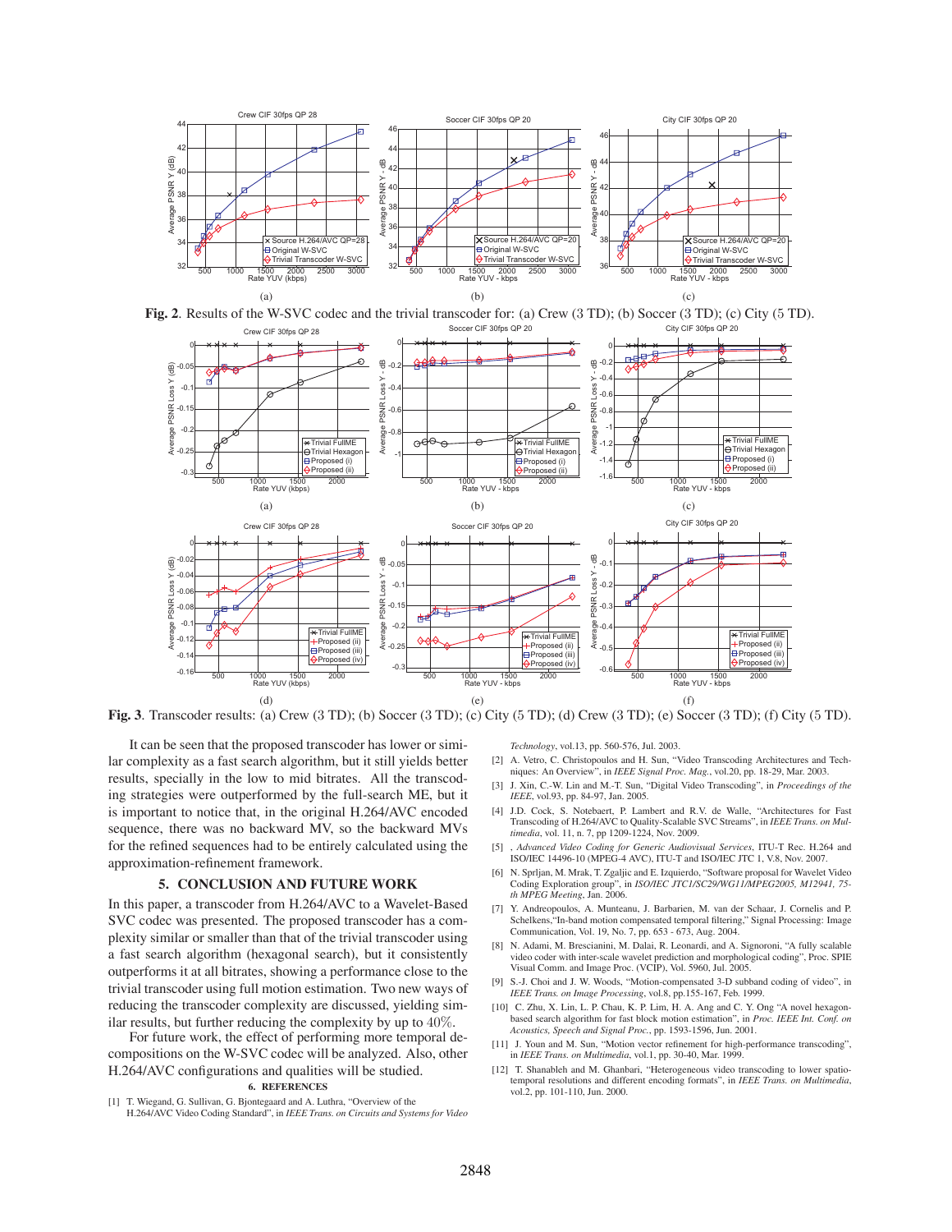Crew CIF 30fps QP 28

Average PSNR Y (dB)

Rate YUV (kbps)

× Source H.264/AVC QP=28
Original W-SVC
Trivial Transcoder W-SVC

Soccer CIF 30fps QP 20

Average PSNR Y - dB

Rate YUV - kbps

× Source H.264/AVC QP=20
Original W-SVC
Trivial Transcoder W-SVC

City CIF 30fps QP 20

Average PSNR Y - dB

Rate YUV - kbps

× Source H.264/AVC QP=20
Original W-SVC
Trivial Transcoder W-SVC

(a) (b) (c)

**Fig. 2**. Results of the W-SVC codec and the trivial transcoder for: (a) Crew (3 TD); (b) Soccer (3 TD); (c) City (5 TD).

Crew CIF 30fps QP 28

Average PSNR Loss Y (dB)

Rate YUV (kbps)

Trivial FullME
Trivial Hexagon
Proposed (i)
Proposed (ii)

Soccer CIF 30fps QP 20

Average PSNR Loss Y - dB

Rate YUV - kbps

Trivial FullME
Trivial Hexagon
Proposed (i)
Proposed (ii)

City CIF 30fps QP 20

Average PSNR Loss Y - dB

Rate YUV - kbps

Trivial FullME
Trivial Hexagon
Proposed (i)
Proposed (ii)

(a) (b) (c)

Crew CIF 30fps QP 28

Average PSNR Loss Y (dB)

Rate YUV (kbps)

Trivial FullME
Proposed (ii)
Proposed (iii)
Proposed (iv)

Soccer CIF 30fps QP 20

Average PSNR Loss Y - dB

Rate YUV - kbps

Trivial FullME
Proposed (ii)
Proposed (iii)
Proposed (iv)

City CIF 30fps QP 20

Average PSNR Loss Y - dB

Rate YUV - kbps

Trivial FullME
Proposed (ii)
Proposed (iii)
Proposed (iv)

(d) (e) (f)

**Fig. 3**. Transcoder results: (a) Crew (3 TD); (b) Soccer (3 TD); (c) City (5 TD); (d) Crew (3 TD); (e) Soccer (3 TD); (f) City (5 TD).

It can be seen that the proposed transcoder has lower or similar complexity as a fast search algorithm, but it still yields better results, specially in the low to mid bitrates. All the transcoding strategies were outperformed by the full-search ME, but it is important to notice that, in the original H.264/AVC encoded sequence, there was no backward MV, so the backward MVs for the refined sequences had to be entirely calculated using the approximation-refinement framework.

## 5. CONCLUSION AND FUTURE WORK

In this paper, a transcoder from H.264/AVC to a Wavelet-Based SVC codec was presented. The proposed transcoder has a complexity similar or smaller than that of the trivial transcoder using a fast search algorithm (hexagonal search), but it consistently outperforms it at all bitrates, showing a performance close to the trivial transcoder using full motion estimation. Two new ways of reducing the transcoder complexity are discussed, yielding similar results, but further reducing the complexity by up to $40\%$.

For future work, the effect of performing more temporal decompositions on the W-SVC codec will be analyzed. Also, other H.264/AVC configurations and qualities will be studied.

## 6. REFERENCES

[1] T. Wiegand, G. Sullivan, G. Bjontegaard and A. Luthra, "Overview of the H.264/AVC Video Coding Standard", in *IEEE Trans. on Circuits and Systems for Video Technology*, vol.13, pp. 560-576, Jul. 2003.

[2] A. Vetro, C. Christopoulos and H. Sun, "Video Transcoding Architectures and Techniques: An Overview", in *IEEE Signal Proc. Mag.*, vol.20, pp. 18-29, Mar. 2003.

[3] J. Xin, C.-W. Lin and M.-T. Sun, "Digital Video Transcoding", in *Proceedings of the IEEE*, vol.93, pp. 84-97, Jan. 2005.

[4] J.D. Cock, S. Notebaert, P. Lambert and R.V. de Walle, "Architectures for Fast Transcoding of H.264/AVC to Quality-Scalable SVC Streams", in *IEEE Trans. on Multimedia*, vol. 11, n. 7, pp 1209-1224, Nov. 2009.

[5] , *Advanced Video Coding for Generic Audiovisual Services*, ITU-T Rec. H.264 and ISO/IEC 14496-10 (MPEG-4 AVC), ITU-T and ISO/IEC JTC 1, V.8, Nov. 2007.

[6] N. Sprljan, M. Mrak, T. Zgaljic and E. Izquierdo, "Software proposal for Wavelet Video Coding Exploration group", in *ISO/IEC JTC1/SC29/WG11/MPEG2005, M12941, 75-th MPEG Meeting*, Jan. 2006.

[7] Y. Andreopoulos, A. Munteanu, J. Barbarien, M. van der Schaar, J. Cornelis and P. Schelkens,"In-band motion compensated temporal filtering," Signal Processing: Image Communication, Vol. 19, No. 7, pp. 653 - 673, Aug. 2004.

[8] N. Adami, M. Brescianini, M. Dalai, R. Leonardi, and A. Signoroni, "A fully scalable video coder with inter-scale wavelet prediction and morphological coding", Proc. SPIE Visual Comm. and Image Proc. (VCIP), Vol. 5960, Jul. 2005.

[9] S.-J. Choi and J. W. Woods, "Motion-compensated 3-D subband coding of video", in *IEEE Trans. on Image Processing*, vol.8, pp.155-167, Feb. 1999.

[10] C. Zhu, X. Lin, L. P. Chau, K. P. Lim, H. A. Ang and C. Y. Ong "A novel hexagon-based search algorithm for fast block motion estimation", in *Proc. IEEE Int. Conf. on Acoustics, Speech and Signal Proc.*, pp. 1593-1596, Jun. 2001.

[11] J. Youn and M. Sun, "Motion vector refinement for high-performance transcoding", in *IEEE Trans. on Multimedia*, vol.1, pp. 30-40, Mar. 1999.

[12] T. Shanableh and M. Ghanbari, "Heterogeneous video transcoding to lower spatio-temporal resolutions and different encoding formats", in *IEEE Trans. on Multimedia*, vol.2, pp. 101-110, Jun. 2000.